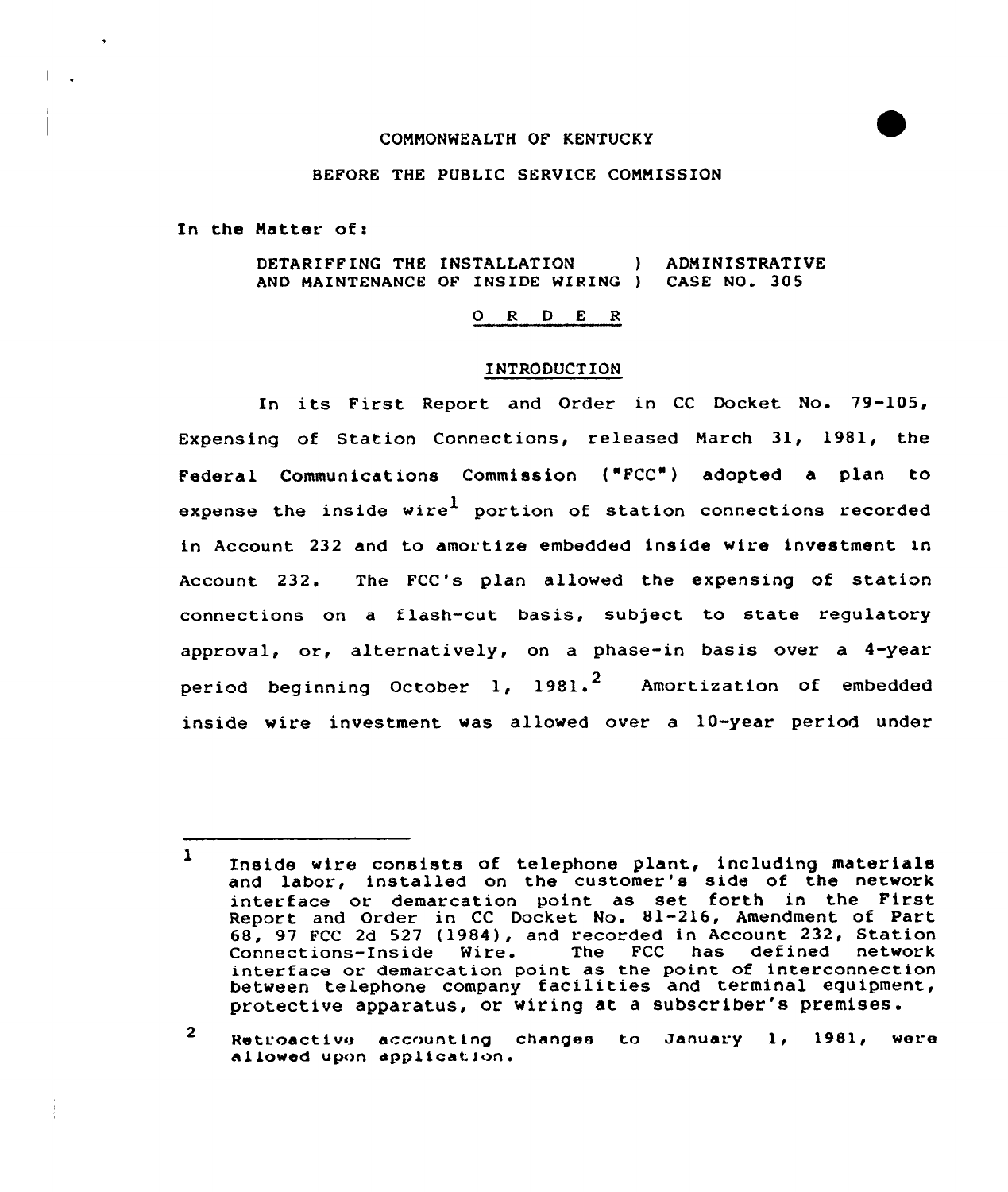COMMONWEALTH OF KENTUCKY

BEFORE THE PUBLIC SERVICE COMMISSION

In the Matter of:

DETARIFFING THE INSTALLATION ) ADMINISTRATIVE
AND MAINTENANCE OF INSIDE WIRING ) CASE NO. 305

## O R D E R

### INTRODUCTION

In its First Report and Order in CC Docket No. 79-105, Expensing of Station Connections, released March 31, 1981, the Federal Communications Commission ("FCC") adopted a plan to expense the inside wire[1] portion of station connections recorded in Account 232 and to amortize embedded inside wire investment in Account 232. The FCC's plan allowed the expensing of station connections on a flash-cut basis, subject to state regulatory approval, or, alternatively, on a phase-in basis over a 4-year period beginning October 1, 1981.[2] Amortization of embedded inside wire investment was allowed over a 10-year period under

---

[1] Inside wire consists of telephone plant, including materials and labor, installed on the customer's side of the network interface or demarcation point as set forth in the First Report and Order in CC Docket No. 81-216, Amendment of Part 68, 97 FCC 2d 527 (1984), and recorded in Account 232, Station Connections-Inside Wire. The FCC has defined network interface or demarcation point as the point of interconnection between telephone company facilities and terminal equipment, protective apparatus, or wiring at a subscriber's premises.

[2] Retroactive accounting changes to January 1, 1981, were allowed upon application.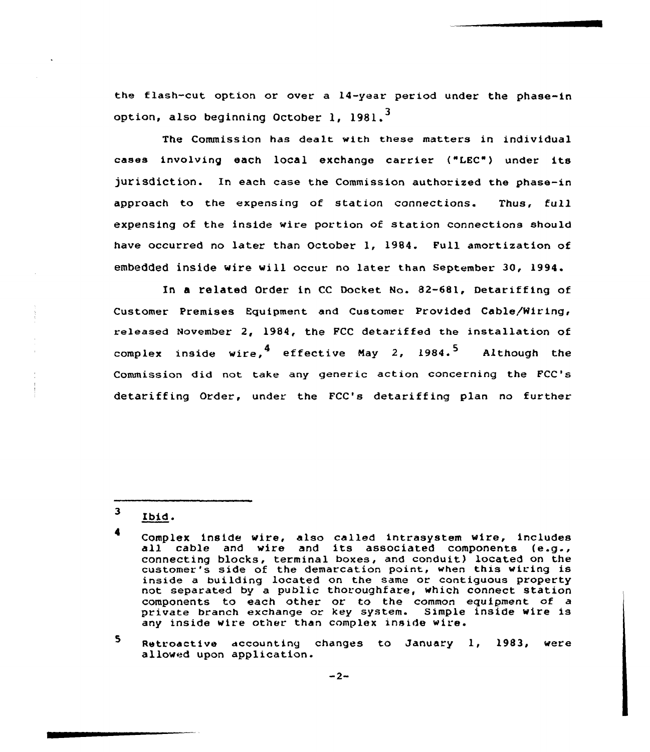the flash-cut option or over a 14-year period under the phase-in option, also beginning October 1, 1981.[3]

The Commission has dealt with these matters in individual cases involving each local exchange carrier ("LEC") under its jurisdiction. In each case the Commission authorized the phase-in approach to the expensing of station connections. Thus, full expensing of the inside wire portion of station connections should have occurred no later than October 1, 1984. Full amortization of embedded inside wire will occur no later than September 30, 1994.

In a related Order in CC Docket No. 82-681, Detariffing of Customer Premises Equipment and Customer Provided Cable/Wiring, released November 2, 1984, the FCC detariffed the installation of complex inside wire,[4] effective May 2, 1984.[5] Although the Commission did not take any generic action concerning the FCC's detariffing Order, under the FCC's detariffing plan no further

---

[3] Ibid.

[4] Complex inside wire, also called intrasystem wire, includes all cable and wire and its associated components (e.g., connecting blocks, terminal boxes, and conduit) located on the customer's side of the demarcation point, when this wiring is inside a building located on the same or contiguous property not separated by a public thoroughfare, which connect station components to each other or to the common equipment of a private branch exchange or key system. Simple inside wire is any inside wire other than complex inside wire.

[5] Retroactive accounting changes to January 1, 1983, were allowed upon application.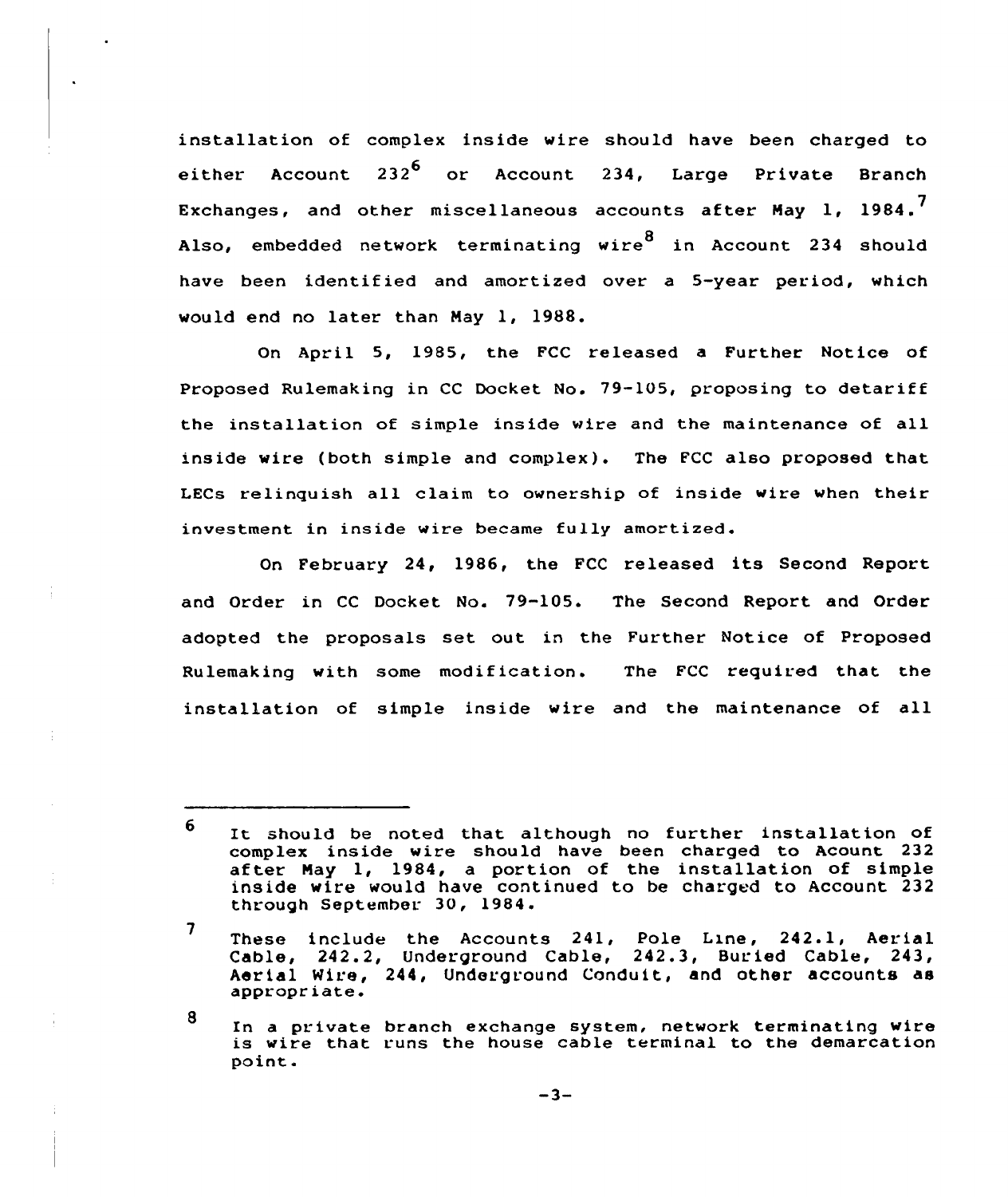installation of complex inside wire should have been charged to either Account 232[6] or Account 234, Large Private Branch Exchanges, and other miscellaneous accounts after May 1, 1984.[7] Also, embedded network terminating wire[8] in Account 234 should have been identified and amortized over a 5-year period, which would end no later than May 1, 1988.

On April 5, 1985, the FCC released a Further Notice of Proposed Rulemaking in CC Docket No. 79-105, proposing to detariff the installation of simple inside wire and the maintenance of all inside wire (both simple and complex). The FCC also proposed that LECs relinquish all claim to ownership of inside wire when their investment in inside wire became fully amortized.

On February 24, 1986, the FCC released its Second Report and Order in CC Docket No. 79-105. The Second Report and Order adopted the proposals set out in the Further Notice of Proposed Rulemaking with some modification. The FCC required that the installation of simple inside wire and the maintenance of all

---

6 It should be noted that although no further installation of complex inside wire should have been charged to Acount 232 after May 1, 1984, a portion of the installation of simple inside wire would have continued to be charged to Account 232 through September 30, 1984.

7 These include the Accounts 241, Pole Line, 242.1, Aerial Cable, 242.2, Underground Cable, 242.3, Buried Cable, 243, Aerial Wire, 244, Underground Conduit, and other accounts as appropriate.

8 In a private branch exchange system, network terminating wire is wire that runs the house cable terminal to the demarcation point.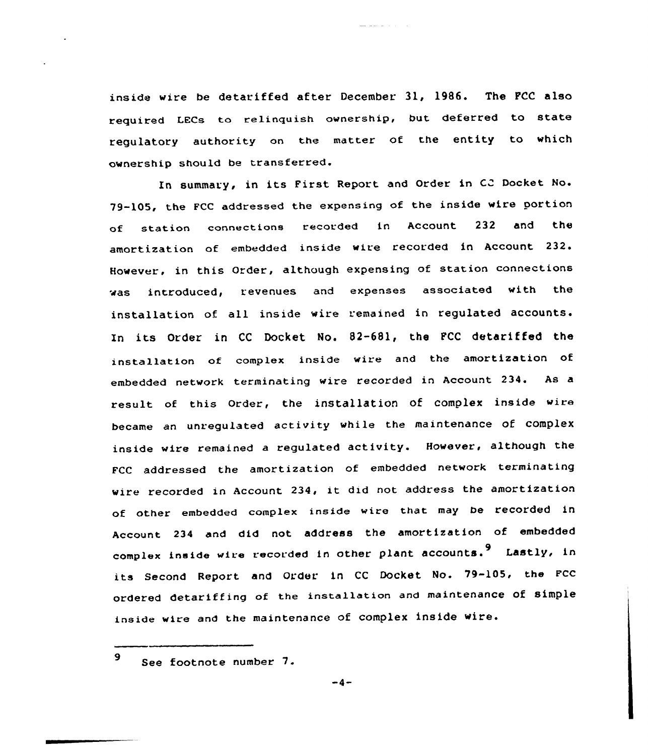inside wire be detariffed after December 31, 1986. The FCC also required LECs to relinquish ownership, but deferred to state regulatory authority on the matter of the entity to which ownership should be transferred.

In summary, in its First Report and Order in CC Docket No. 79-105, the FCC addressed the expensing of the inside wire portion of station connections recorded in Account 232 and the amortization of embedded inside wire recorded in Account 232. However, in this Order, although expensing of station connections was introduced, revenues and expenses associated with the installation of all inside wire remained in regulated accounts. In its Order in CC Docket No. 82-681, the FCC detariffed the installation of complex inside wire and the amortization of embedded network terminating wire recorded in Account 234. As a result of this Order, the installation of complex inside wire became an unregulated activity while the maintenance of complex inside wire remained a regulated activity. However, although the FCC addressed the amortization of embedded network terminating wire recorded in Account 234, it did not address the amortization of other embedded complex inside wire that may be recorded in Account 234 and did not address the amortization of embedded complex inside wire recorded in other plant accounts.[9] Lastly, in its Second Report and Order in CC Docket No. 79-105, the FCC ordered detariffing of the installation and maintenance of simple inside wire and the maintenance of complex inside wire.

---

[9] See footnote number 7.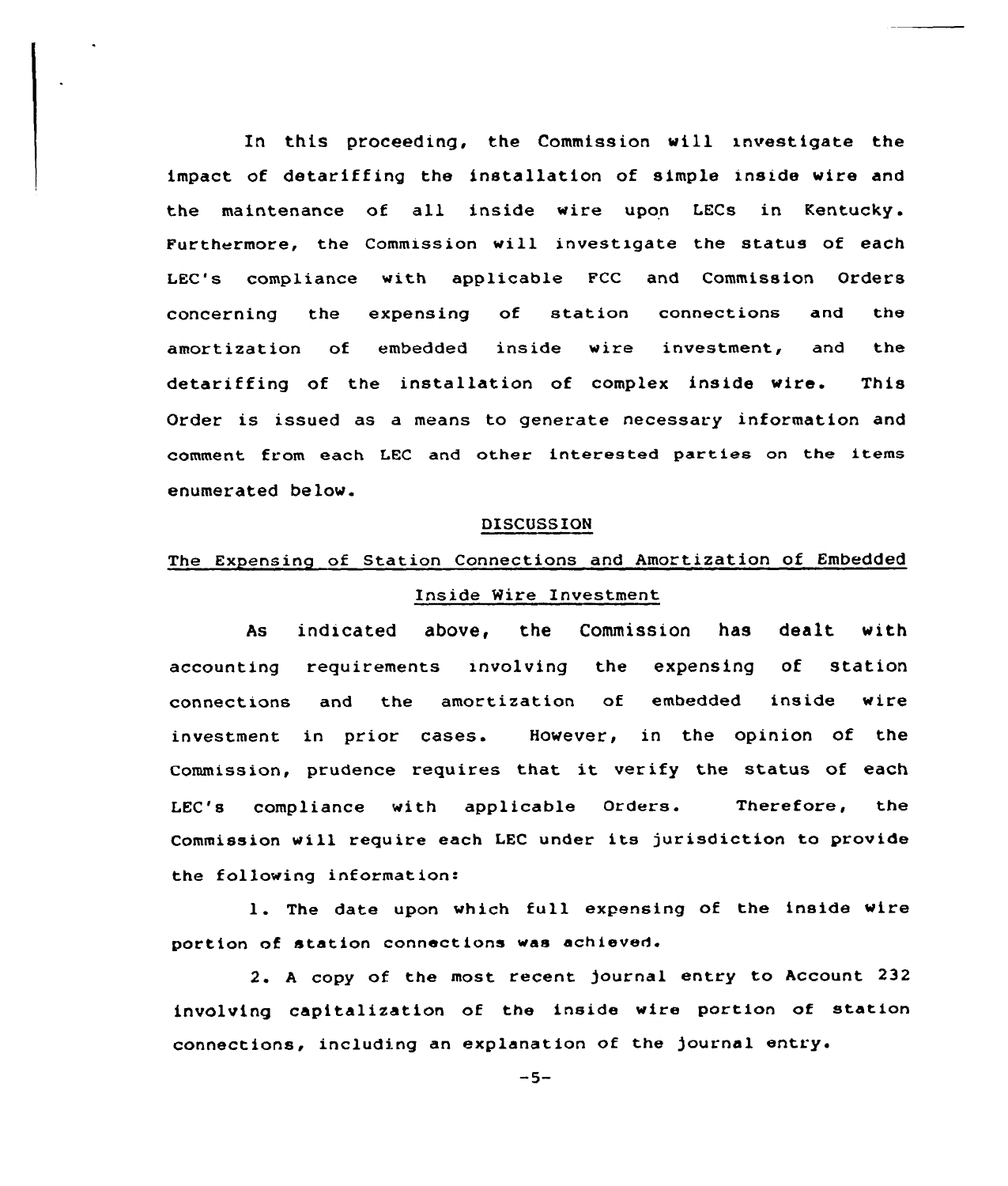In this proceeding, the Commission will investigate the impact of detariffing the installation of simple inside wire and the maintenance of all inside wire upon LECs in Kentucky. Furthermore, the Commission will investigate the status of each LEC's compliance with applicable FCC and Commission Orders concerning the expensing of station connections and the amortization of embedded inside wire investment, and the detariffing of the installation of complex inside wire. This Order is issued as a means to generate necessary information and comment from each LEC and other interested parties on the items enumerated below.

## DISCUSSION

### The Expensing of Station Connections and Amortization of Embedded Inside Wire Investment

As indicated above, the Commission has dealt with accounting requirements involving the expensing of station connections and the amortization of embedded inside wire investment in prior cases. However, in the opinion of the Commission, prudence requires that it verify the status of each LEC's compliance with applicable Orders. Therefore, the Commission will require each LEC under its jurisdiction to provide the following information:

1. The date upon which full expensing of the inside wire portion of station connections was achieved.

2. A copy of the most recent journal entry to Account 232 involving capitalization of the inside wire portion of station connections, including an explanation of the journal entry.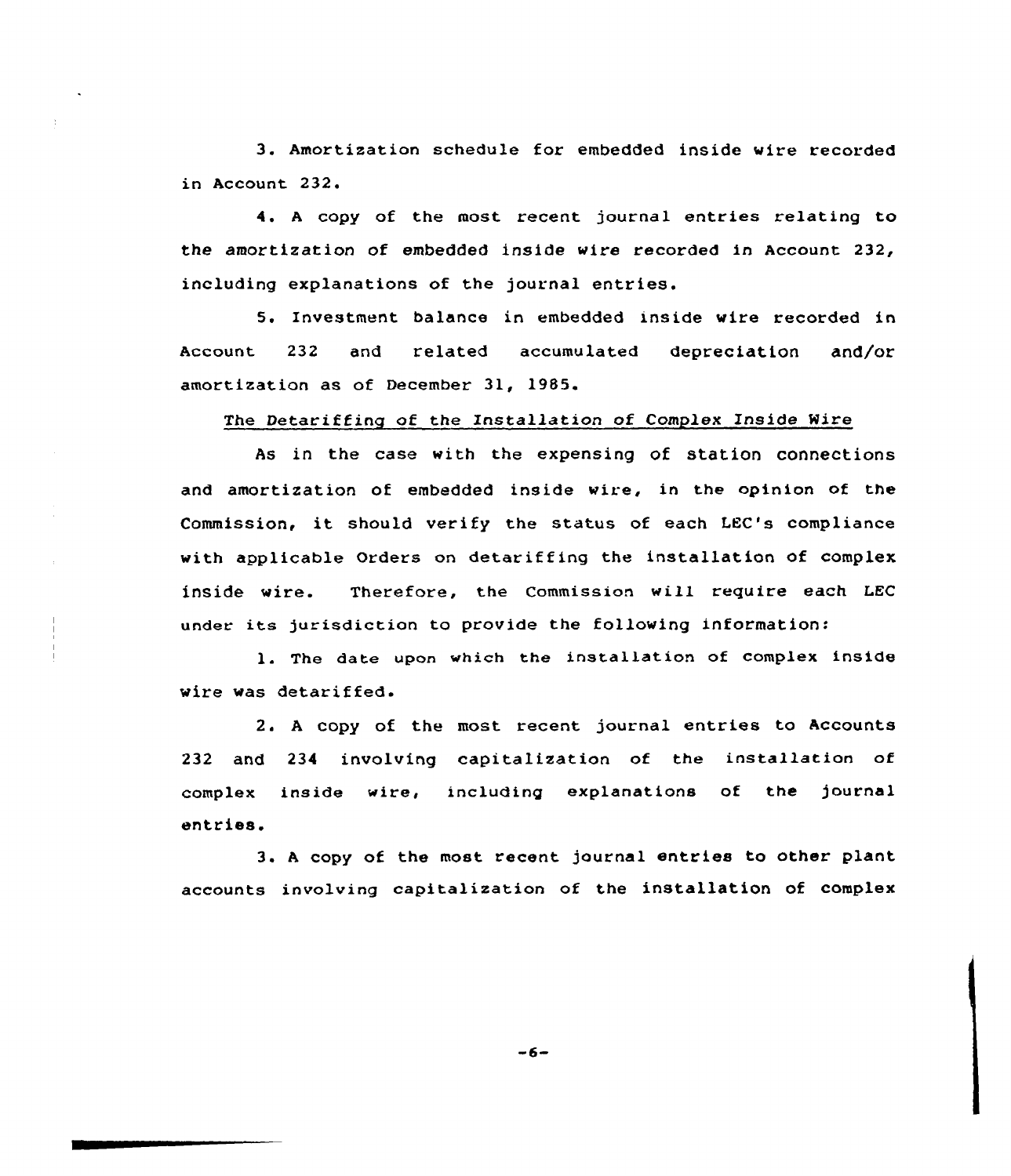3. Amortization schedule for embedded inside wire recorded in Account 232.

4. A copy of the most recent journal entries relating to the amortization of embedded inside wire recorded in Account 232, including explanations of the journal entries.

5. Investment balance in embedded inside wire recorded in Account 232 and related accumulated depreciation and/or amortization as of December 31, 1985.

The Detariffing of the Installation of Complex Inside Wire

As in the case with the expensing of station connections and amortization of embedded inside wire, in the opinion of the Commission, it should verify the status of each LEC's compliance with applicable Orders on detariffing the installation of complex inside wire. Therefore, the Commission will require each LEC under its jurisdiction to provide the following information:

1. The date upon which the installation of complex inside wire was detariffed.

2. A copy of the most recent journal entries to Accounts 232 and 234 involving capitalization of the installation of complex inside wire, including explanations of the journal entries.

3. A copy of the most recent journal entries to other plant accounts involving capitalization of the installation of complex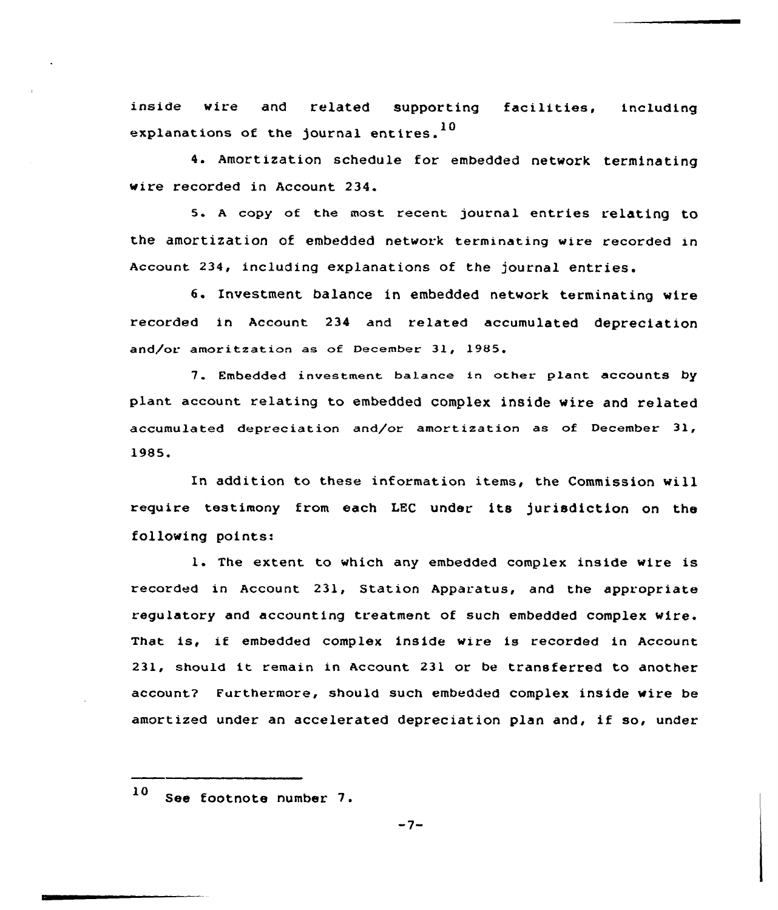inside wire and related supporting facilities, including explanations of the journal entires.[10]

4. Amortization schedule for embedded network terminating wire recorded in Account 234.

5. A copy of the most recent journal entries relating to the amortization of embedded network terminating wire recorded in Account 234, including explanations of the journal entries.

6. Investment balance in embedded network terminating wire recorded in Account 234 and related accumulated depreciation and/or amoritzation as of December 31, 1985.

7. Embedded investment balance in other plant accounts by plant account relating to embedded complex inside wire and related accumulated depreciation and/or amortization as of December 31, 1985.

In addition to these information items, the Commission will require testimony from each LEC under its jurisdiction on the following points:

1. The extent to which any embedded complex inside wire is recorded in Account 231, Station Apparatus, and the appropriate regulatory and accounting treatment of such embedded complex wire. That is, if embedded complex inside wire is recorded in Account 231, should it remain in Account 231 or be transferred to another account? Furthermore, should such embedded complex inside wire be amortized under an accelerated depreciation plan and, if so, under

---

[10] See footnote number 7.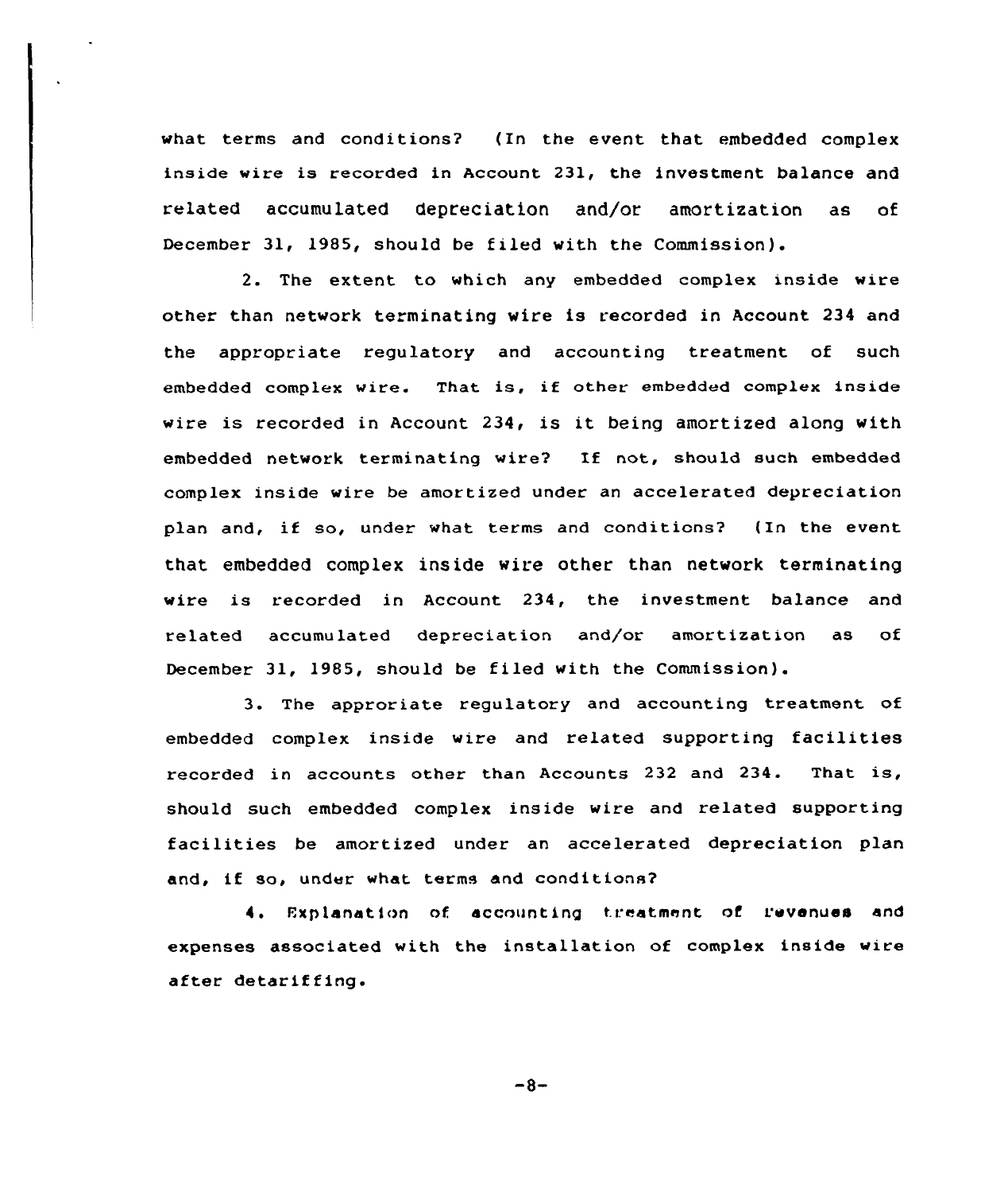what terms and conditions? (In the event that embedded complex inside wire is recorded in Account 231, the investment balance and related accumulated depreciation and/or amortization as of December 31, 1985, should be filed with the Commission).

2. The extent to which any embedded complex inside wire other than network terminating wire is recorded in Account 234 and the appropriate regulatory and accounting treatment of such embedded complex wire. That is, if other embedded complex inside wire is recorded in Account 234, is it being amortized along with embedded network terminating wire? If not, should such embedded complex inside wire be amortized under an accelerated depreciation plan and, if so, under what terms and conditions? (In the event that embedded complex inside wire other than network terminating wire is recorded in Account 234, the investment balance and related accumulated depreciation and/or amortization as of December 31, 1985, should be filed with the Commission).

3. The approriate regulatory and accounting treatment of embedded complex inside wire and related supporting facilities recorded in accounts other than Accounts 232 and 234. That is, should such embedded complex inside wire and related supporting facilities be amortized under an accelerated depreciation plan and, if so, under what terms and conditions?

4. Explanation of accounting treatment of revenues and expenses associated with the installation of complex inside wire after detariffing.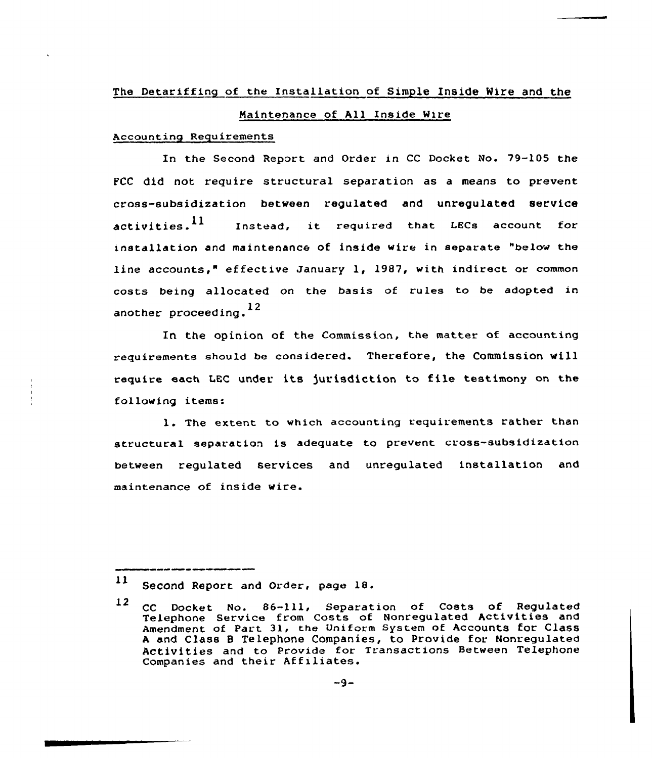## The Detariffing of the Installation of Simple Inside Wire and the Maintenance of All Inside Wire

### Accounting Requirements

In the Second Report and Order in CC Docket No. 79-105 the FCC did not require structural separation as a means to prevent cross-subsidization between regulated and unregulated service activities.[11] Instead, it required that LECs account for installation and maintenance of inside wire in separate "below the line accounts," effective January 1, 1987, with indirect or common costs being allocated on the basis of rules to be adopted in another proceeding.[12]

In the opinion of the Commission, the matter of accounting requirements should be considered. Therefore, the Commission will require each LEC under its jurisdiction to file testimony on the following items:

1. The extent to which accounting requirements rather than structural separation is adequate to prevent cross-subsidization between regulated services and unregulated installation and maintenance of inside wire.

---

[11] Second Report and Order, page 18.

[12] CC Docket No. 86-111, Separation of Costs of Regulated Telephone Service from Costs of Nonregulated Activities and Amendment of Part 31, the Uniform System of Accounts for Class A and Class B Telephone Companies, to Provide for Nonregulated Activities and to Provide for Transactions Between Telephone Companies and their Affiliates.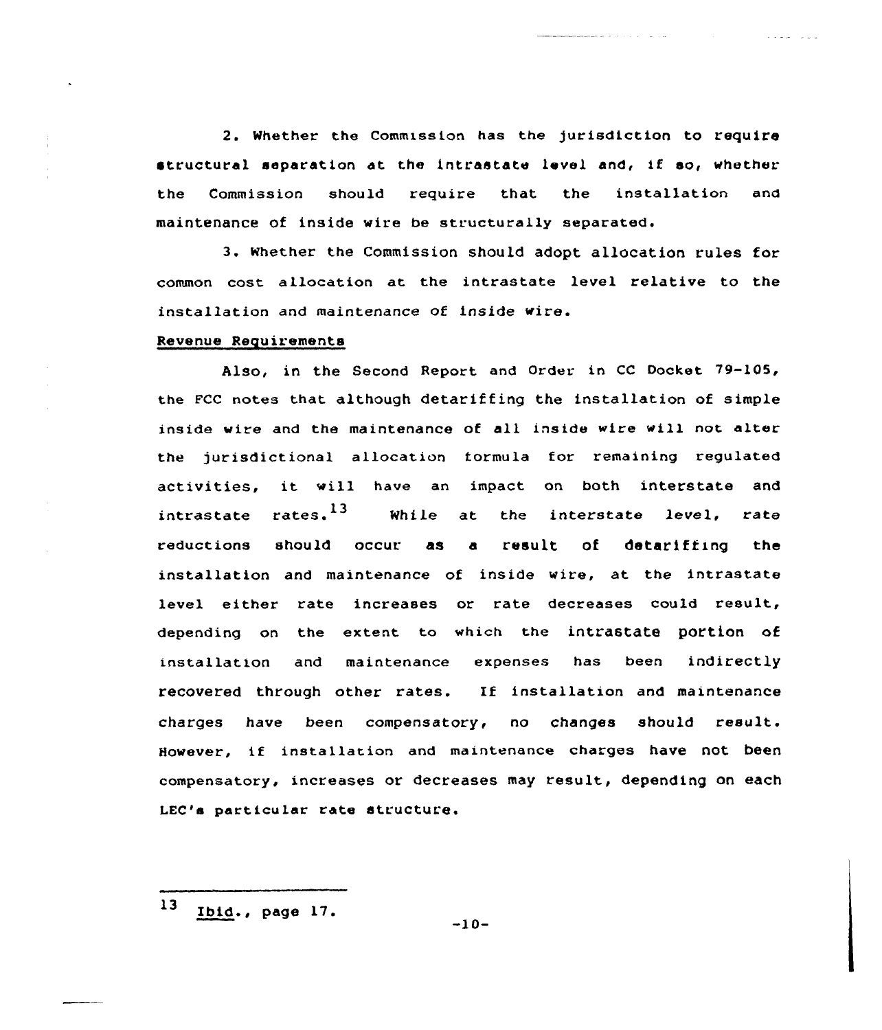2. Whether the Commission has the jurisdiction to require structural separation at the intrastate level and, if so, whether the Commission should require that the installation and maintenance of inside wire be structurally separated.

3. Whether the Commission should adopt allocation rules for common cost allocation at the intrastate level relative to the installation and maintenance of inside wire.

Revenue Requirements

Also, in the Second Report and Order in CC Docket 79-105, the FCC notes that although detariffing the installation of simple inside wire and the maintenance of all inside wire will not alter the jurisdictional allocation formula for remaining regulated activities, it will have an impact on both interstate and intrastate rates.[13] While at the interstate level, rate reductions should occur as a result of detariffing the installation and maintenance of inside wire, at the intrastate level either rate increases or rate decreases could result, depending on the extent to which the intrastate portion of installation and maintenance expenses has been indirectly recovered through other rates. If installation and maintenance charges have been compensatory, no changes should result. However, if installation and maintenance charges have not been compensatory, increases or decreases may result, depending on each LEC's particular rate structure.

---

13 Ibid., page 17.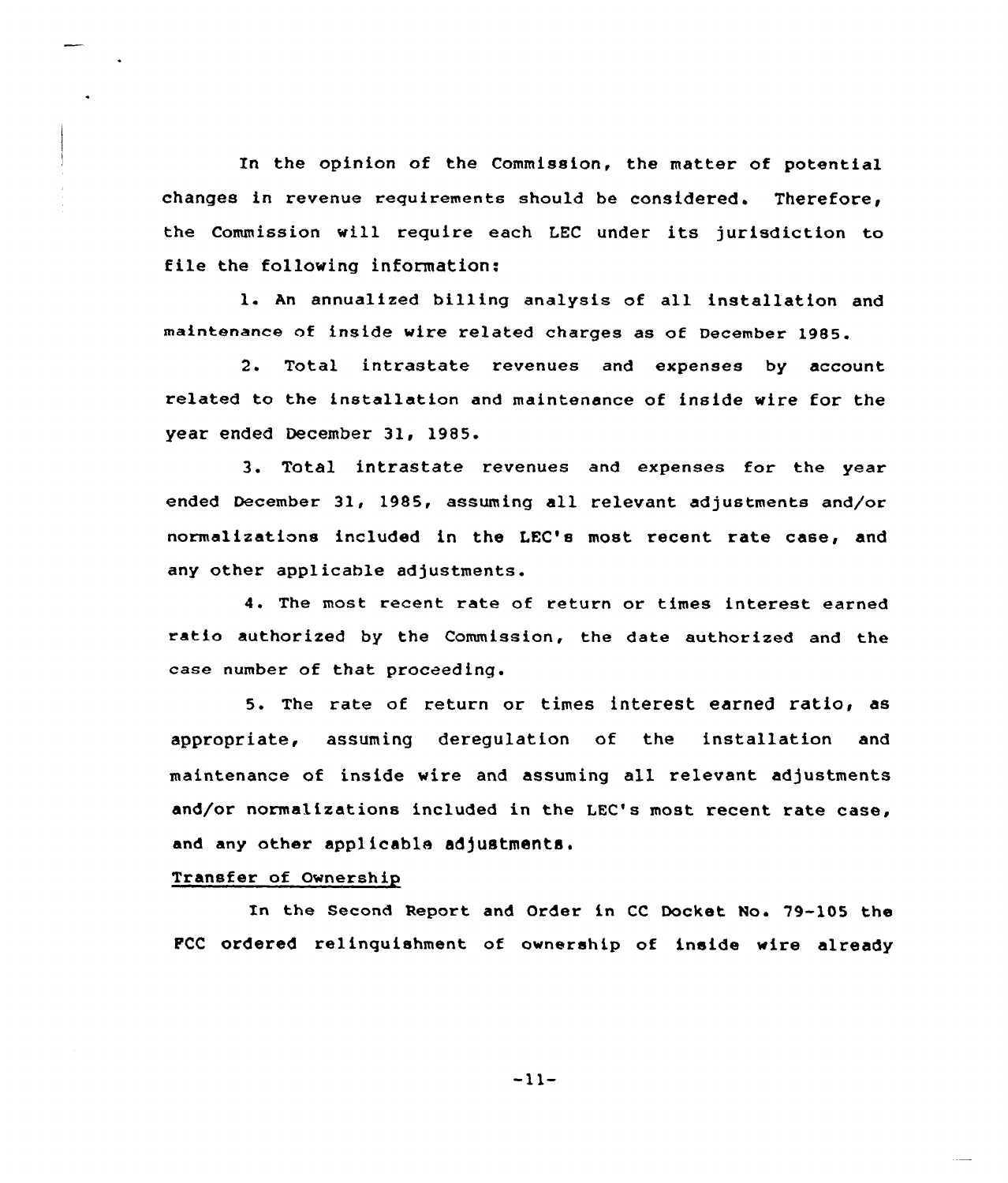In the opinion of the Commission, the matter of potential changes in revenue requirements should be considered. Therefore, the Commission will require each LEC under its jurisdiction to file the following information:

1. An annualized billing analysis of all installation and maintenance of inside wire related charges as of December 1985.

2. Total intrastate revenues and expenses by account related to the installation and maintenance of inside wire for the year ended December 31, 1985.

3. Total intrastate revenues and expenses for the year ended December 31, 1985, assuming all relevant adjustments and/or normalizations included in the LEC's most recent rate case, and any other applicable adjustments.

4. The most recent rate of return or times interest earned ratio authorized by the Commission, the date authorized and the case number of that proceeding.

5. The rate of return or times interest earned ratio, as appropriate, assuming deregulation of the installation and maintenance of inside wire and assuming all relevant adjustments and/or normalizations included in the LEC's most recent rate case, and any other applicable adjustments.

Transfer of Ownership

In the Second Report and Order in CC Docket No. 79-105 the FCC ordered relinquishment of ownership of inside wire already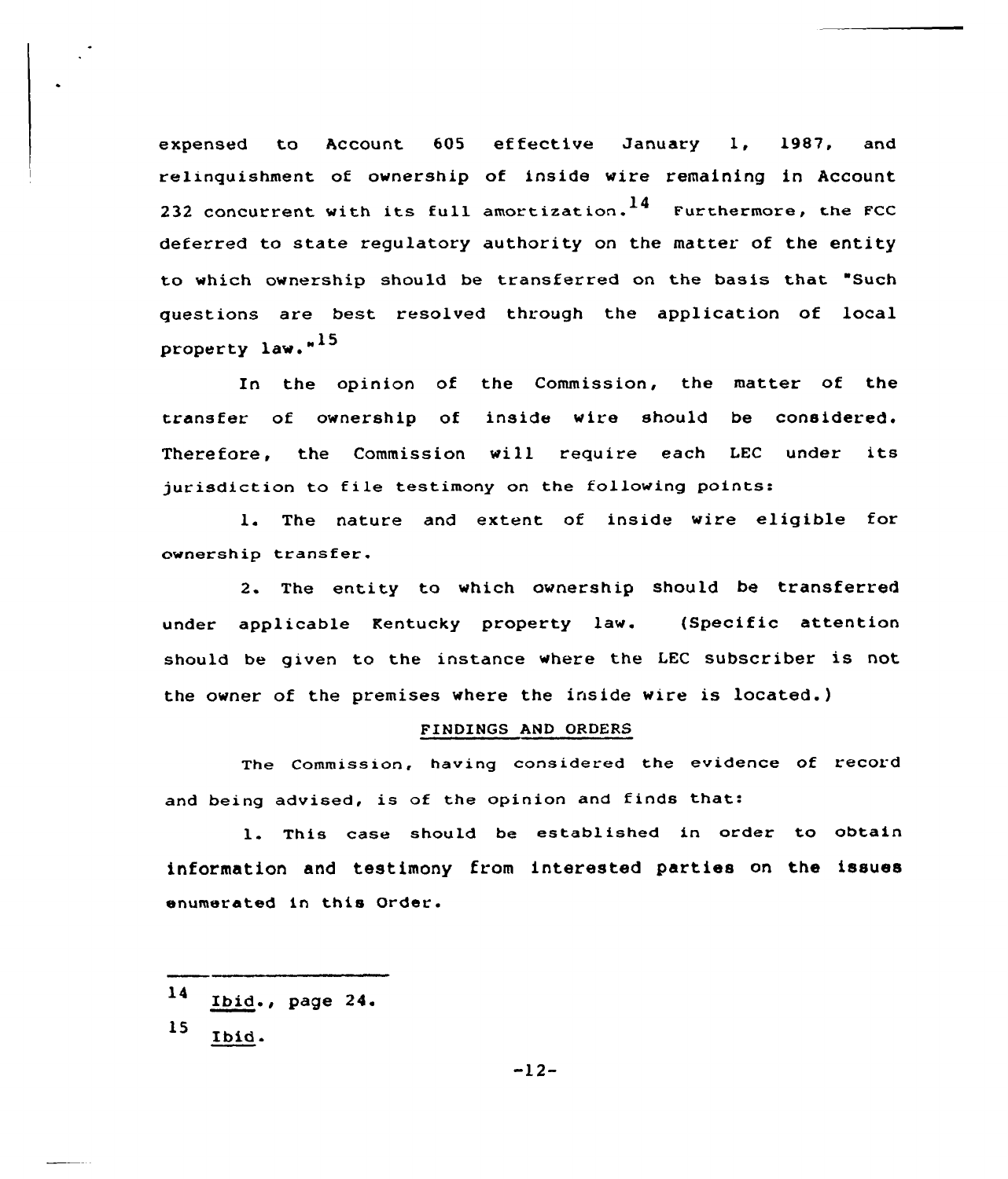expensed to Account 605 effective January 1, 1987, and relinquishment of ownership of inside wire remaining in Account 232 concurrent with its full amortization.[14] Furthermore, the FCC deferred to state regulatory authority on the matter of the entity to which ownership should be transferred on the basis that "Such questions are best resolved through the application of local property law."[15]

In the opinion of the Commission, the matter of the transfer of ownership of inside wire should be considered. Therefore, the Commission will require each LEC under its jurisdiction to file testimony on the following points:

1. The nature and extent of inside wire eligible for ownership transfer.

2. The entity to which ownership should be transferred under applicable Kentucky property law. (Specific attention should be given to the instance where the LEC subscriber is not the owner of the premises where the inside wire is located.)

## FINDINGS AND ORDERS

The Commission, having considered the evidence of record and being advised, is of the opinion and finds that:

1. This case should be established in order to obtain information and testimony from interested parties on the issues enumerated in this Order.

---

[14] Ibid., page 24.

[15] Ibid.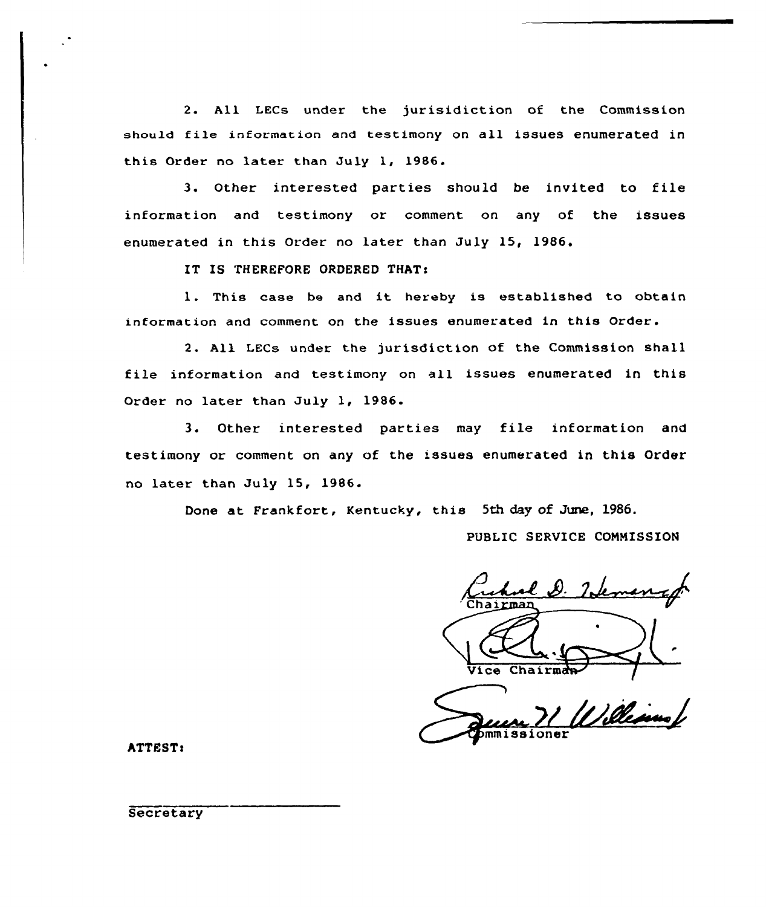2. All LECs under the jurisidiction of the Commission should file information and testimony on all issues enumerated in this Order no later than July 1, 1986.

3. Other interested parties should be invited to file information and testimony or comment on any of the issues enumerated in this Order no later than July 15, 1986.

IT IS THEREFORE ORDERED THAT:

1. This case be and it hereby is established to obtain information and comment on the issues enumerated in this Order.

2. All LECs under the jurisdiction of the Commission shall file information and testimony on all issues enumerated in this Order no later than July 1, 1986.

3. Other interested parties may file information and testimony or comment on any of the issues enumerated in this Order no later than July 15, 1986.

Done at Frankfort, Kentucky, this 5th day of June, 1986.

PUBLIC SERVICE COMMISSION

Chairman

Vice Chairman

Commissioner

ATTEST:

Secretary